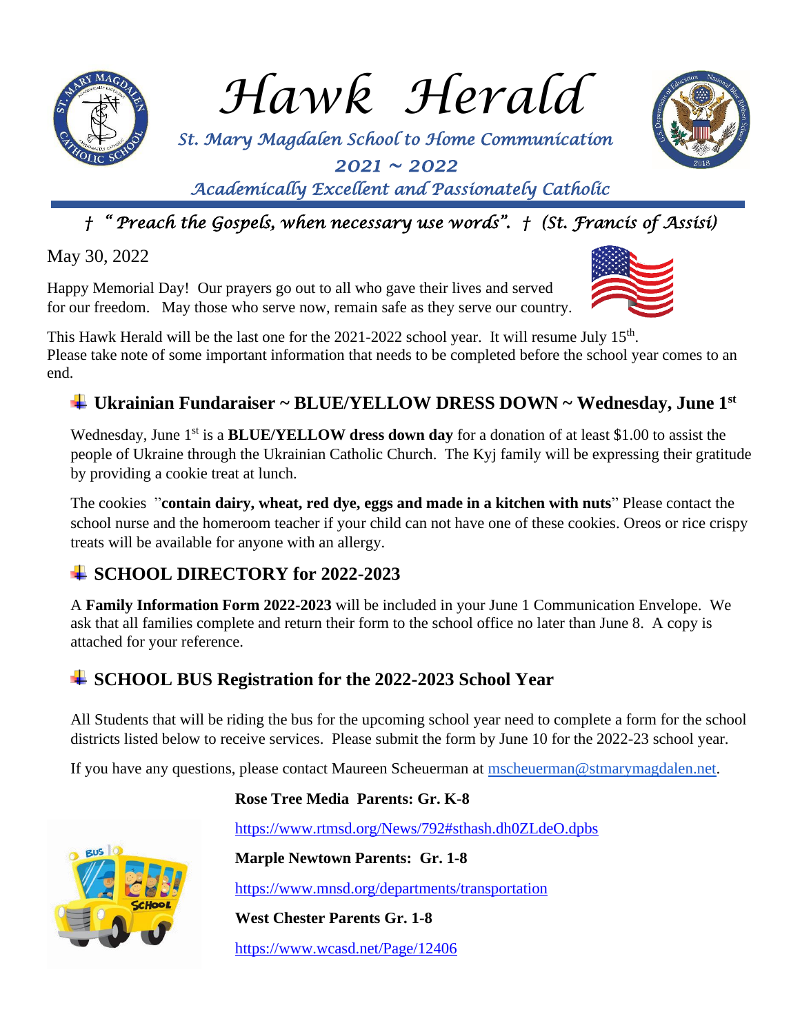# *Hawk Herald*

*St. Mary Magdalen School to Home Communication*

*2021 ~ 2022*

*Academically Excellent and Passionately Catholic*

*† " Preach the Gospels, when necessary use words". † (St. Francis of Assisi)*

May 30, 2022

Happy Memorial Day! Our prayers go out to all who gave their lives and served for our freedom. May those who serve now, remain safe as they serve our country.

This Hawk Herald will be the last one for the 2021-2022 school year. It will resume July 15th. Please take note of some important information that needs to be completed before the school year comes to an end.

## Ukrainian Fundaraiser ~ BLUE/YELLOW DRESS DOWN ~ Wednesday, June 1st

Wednesday, June 1st is a **BLUE/YELLOW dress down day** for a donation of at least $1.00 to assist the people of Ukraine through the Ukrainian Catholic Church. The Kyj family will be expressing their gratitude by providing a cookie treat at lunch.

The cookies "**contain dairy, wheat, red dye, eggs and made in a kitchen with nuts**" Please contact the school nurse and the homeroom teacher if your child can not have one of these cookies. Oreos or rice crispy treats will be available for anyone with an allergy.

## SCHOOL DIRECTORY for 2022-2023

A **Family Information Form 2022-2023** will be included in your June 1 Communication Envelope. We ask that all families complete and return their form to the school office no later than June 8. A copy is attached for your reference.

## SCHOOL BUS Registration for the 2022-2023 School Year

All Students that will be riding the bus for the upcoming school year need to complete a form for the school districts listed below to receive services. Please submit the form by June 10 for the 2022-23 school year.

If you have any questions, please contact Maureen Scheuerman at mscheuerman@stmarymagdalen.net.

**Rose Tree Media Parents: Gr. K-8**

https://www.rtmsd.org/News/792#sthash.dh0ZLdeO.dpbs

**Marple Newtown Parents: Gr. 1-8**

https://www.mnsd.org/departments/transportation

**West Chester Parents Gr. 1-8**

https://www.wcasd.net/Page/12406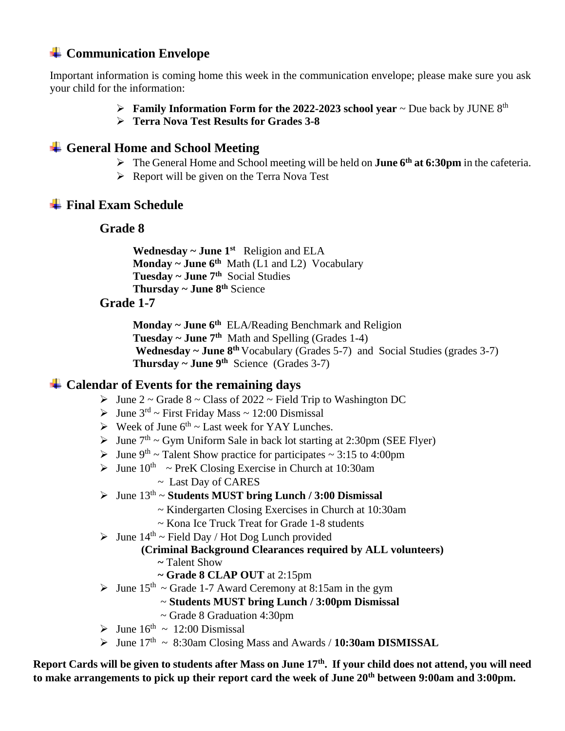## Communication Envelope

Important information is coming home this week in the communication envelope; please make sure you ask your child for the information:

- **Family Information Form for the 2022-2023 school year** ~ Due back by JUNE 8th
- **Terra Nova Test Results for Grades 3-8**

## General Home and School Meeting

- The General Home and School meeting will be held on **June 6th at 6:30pm** in the cafeteria.
- Report will be given on the Terra Nova Test

## Final Exam Schedule

### Grade 8

**Wednesday ~ June 1st** Religion and ELA
**Monday ~ June 6th** Math (L1 and L2) Vocabulary
**Tuesday ~ June 7th** Social Studies
**Thursday ~ June 8th** Science

### Grade 1-7

**Monday ~ June 6th** ELA/Reading Benchmark and Religion
**Tuesday ~ June 7th** Math and Spelling (Grades 1-4)
**Wednesday ~ June 8th** Vocabulary (Grades 5-7) and Social Studies (grades 3-7)
**Thursday ~ June 9th** Science (Grades 3-7)

## Calendar of Events for the remaining days

- June 2 ~ Grade 8 ~ Class of 2022 ~ Field Trip to Washington DC
- June 3rd ~ First Friday Mass ~ 12:00 Dismissal
- Week of June 6th ~ Last week for YAY Lunches.
- June 7th ~ Gym Uniform Sale in back lot starting at 2:30pm (SEE Flyer)
- June 9th ~ Talent Show practice for participates ~ 3:15 to 4:00pm
- June 10th ~ PreK Closing Exercise in Church at 10:30am
  ~ Last Day of CARES
- June 13th ~ **Students MUST bring Lunch / 3:00 Dismissal**
  ~ Kindergarten Closing Exercises in Church at 10:30am
  ~ Kona Ice Truck Treat for Grade 1-8 students
- June 14th ~ Field Day / Hot Dog Lunch provided
  **(Criminal Background Clearances required by ALL volunteers)**
  ~ Talent Show
  ~ **Grade 8 CLAP OUT** at 2:15pm
- June 15th ~ Grade 1-7 Award Ceremony at 8:15am in the gym
  ~ **Students MUST bring Lunch / 3:00pm Dismissal**
  ~ Grade 8 Graduation 4:30pm
- June 16th ~ 12:00 Dismissal
- June 17th ~ 8:30am Closing Mass and Awards / **10:30am DISMISSAL**

**Report Cards will be given to students after Mass on June 17th. If your child does not attend, you will need to make arrangements to pick up their report card the week of June 20th between 9:00am and 3:00pm.**